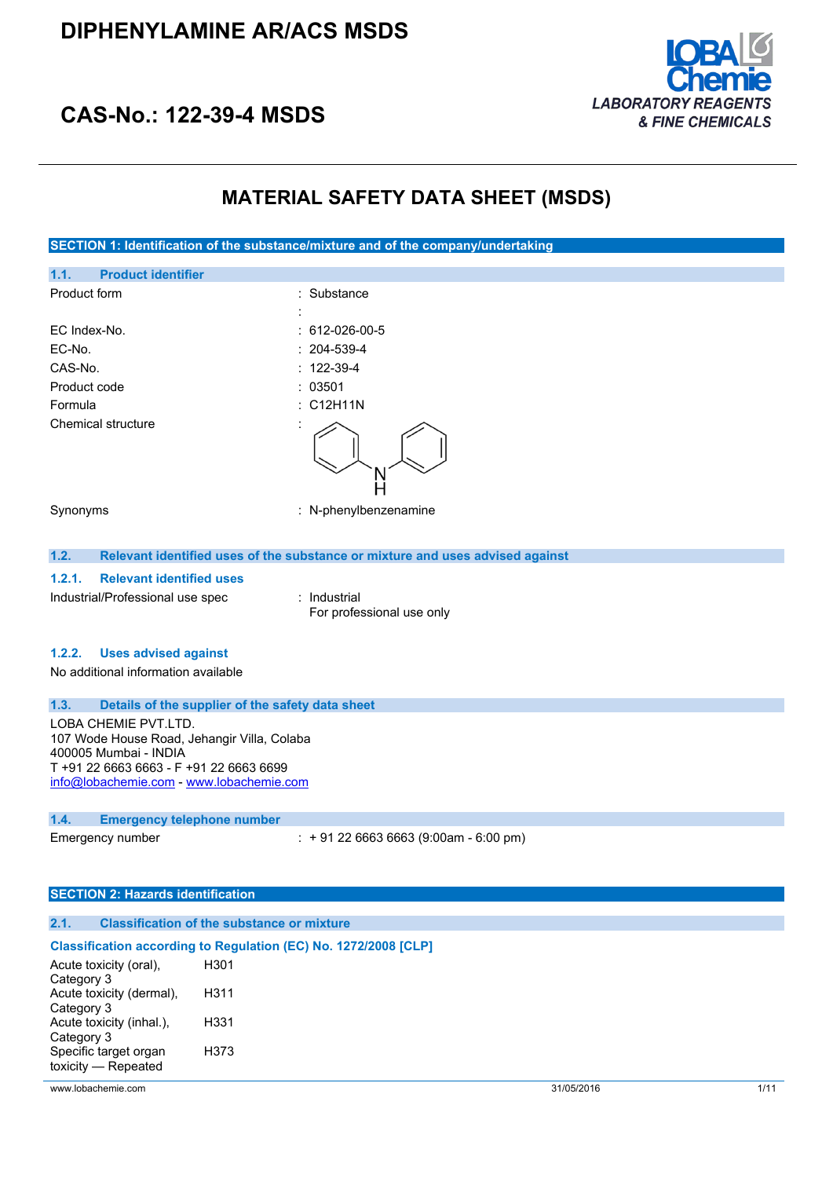# DIPHENYLAMINE AR/ACS MSDS

## CAS-No.: 122-39-4 MSDS

LOBA Chemie
LABORATORY REAGENTS & FINE CHEMICALS

# MATERIAL SAFETY DATA SHEET (MSDS)

## SECTION 1: Identification of the substance/mixture and of the company/undertaking

### 1.1. Product identifier

| | |
|---|---|
| Product form | : Substance |
| | : |
| EC Index-No. | : 612-026-00-5 |
| EC-No. | : 204-539-4 |
| CAS-No. | : 122-39-4 |
| Product code | : 03501 |
| Formula | : $C_{12}H_{11}N$ |
| Chemical structure | : |
| Synonyms | : N-phenylbenzenamine |

### 1.2. Relevant identified uses of the substance or mixture and uses advised against

#### 1.2.1. Relevant identified uses

Industrial/Professional use spec : Industrial
For professional use only

#### 1.2.2. Uses advised against

No additional information available

### 1.3. Details of the supplier of the safety data sheet

LOBA CHEMIE PVT.LTD.
107 Wode House Road, Jehangir Villa, Colaba
400005 Mumbai - INDIA
T +91 22 6663 6663 - F +91 22 6663 6699
info@lobachemie.com - www.lobachemie.com

### 1.4. Emergency telephone number

Emergency number : + 91 22 6663 6663 (9:00am - 6:00 pm)

## SECTION 2: Hazards identification

### 2.1. Classification of the substance or mixture

**Classification according to Regulation (EC) No. 1272/2008 [CLP]**

| | |
|---|---|
| Acute toxicity (oral), Category 3 | H301 |
| Acute toxicity (dermal), Category 3 | H311 |
| Acute toxicity (inhal.), Category 3 | H331 |
| Specific target organ toxicity — Repeated | H373 |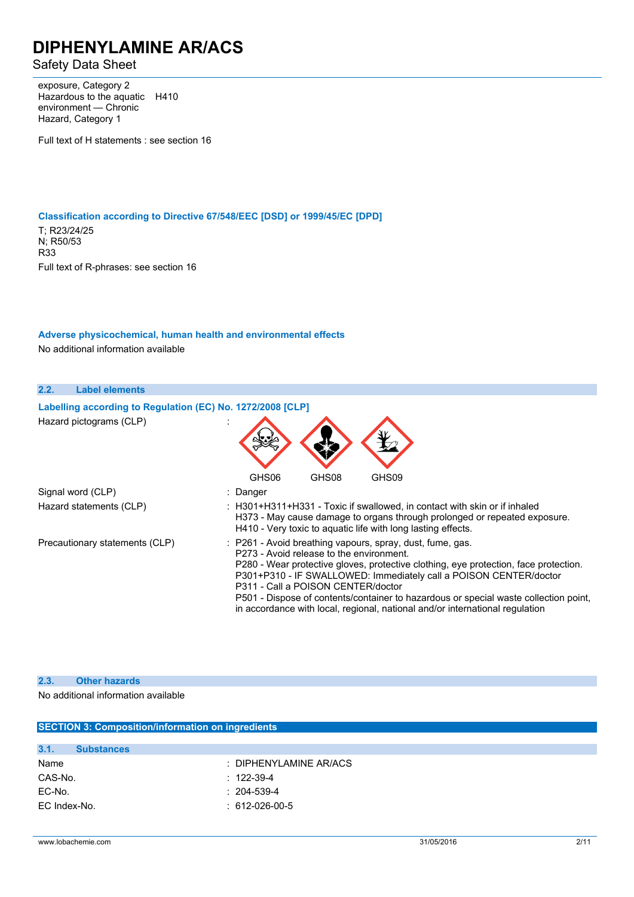exposure, Category 2
Hazardous to the aquatic environment — Chronic Hazard, Category 1 H410

Full text of H statements : see section 16

### Classification according to Directive 67/548/EEC [DSD] or 1999/45/EC [DPD]

T; R23/24/25
N; R50/53
R33

Full text of R-phrases: see section 16

### Adverse physicochemical, human health and environmental effects

No additional information available

## 2.2. Label elements

### Labelling according to Regulation (EC) No. 1272/2008 [CLP]

| | |
|---|---|
| Hazard pictograms (CLP) | : GHS06 GHS08 GHS09 |
| Signal word (CLP) | : Danger |
| Hazard statements (CLP) | : H301+H311+H331 - Toxic if swallowed, in contact with skin or if inhaled<br>H373 - May cause damage to organs through prolonged or repeated exposure.<br>H410 - Very toxic to aquatic life with long lasting effects. |
| Precautionary statements (CLP) | : P261 - Avoid breathing vapours, spray, dust, fume, gas.<br>P273 - Avoid release to the environment.<br>P280 - Wear protective gloves, protective clothing, eye protection, face protection.<br>P301+P310 - IF SWALLOWED: Immediately call a POISON CENTER/doctor<br>P311 - Call a POISON CENTER/doctor<br>P501 - Dispose of contents/container to hazardous or special waste collection point, in accordance with local, regional, national and/or international regulation |

## 2.3. Other hazards

No additional information available

# SECTION 3: Composition/information on ingredients

## 3.1. Substances

| | |
|---|---|
| Name | : DIPHENYLAMINE AR/ACS |
| CAS-No. | : 122-39-4 |
| EC-No. | : 204-539-4 |
| EC Index-No. | : 612-026-00-5 |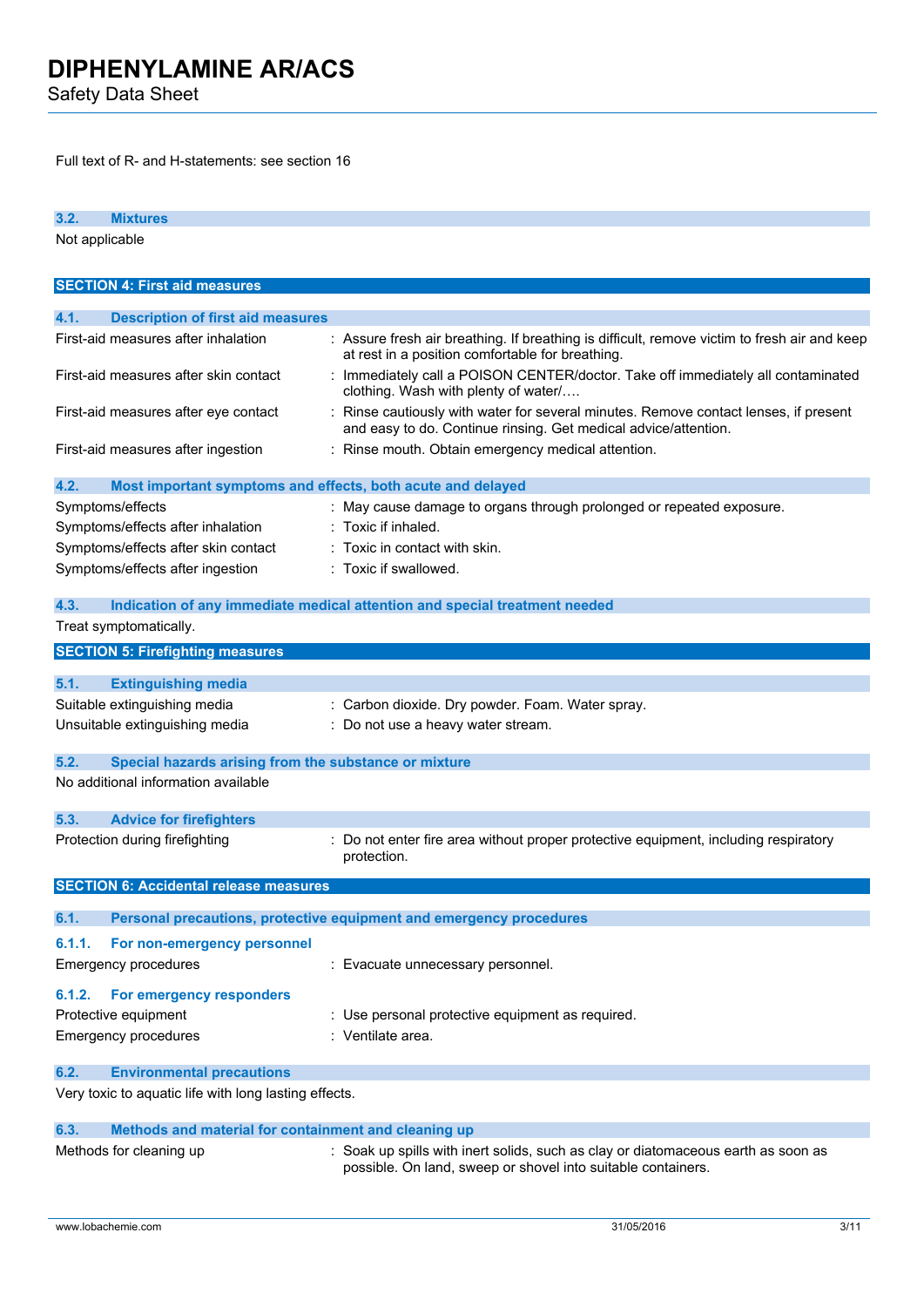Full text of R- and H-statements: see section 16

### 3.2. Mixtures

Not applicable

## SECTION 4: First aid measures

### 4.1. Description of first aid measures

| | |
|---|---|
| First-aid measures after inhalation | : Assure fresh air breathing. If breathing is difficult, remove victim to fresh air and keep at rest in a position comfortable for breathing. |
| First-aid measures after skin contact | : Immediately call a POISON CENTER/doctor. Take off immediately all contaminated clothing. Wash with plenty of water/…. |
| First-aid measures after eye contact | : Rinse cautiously with water for several minutes. Remove contact lenses, if present and easy to do. Continue rinsing. Get medical advice/attention. |
| First-aid measures after ingestion | : Rinse mouth. Obtain emergency medical attention. |

### 4.2. Most important symptoms and effects, both acute and delayed

| | |
|---|---|
| Symptoms/effects | : May cause damage to organs through prolonged or repeated exposure. |
| Symptoms/effects after inhalation | : Toxic if inhaled. |
| Symptoms/effects after skin contact | : Toxic in contact with skin. |
| Symptoms/effects after ingestion | : Toxic if swallowed. |

### 4.3. Indication of any immediate medical attention and special treatment needed

Treat symptomatically.

## SECTION 5: Firefighting measures

### 5.1. Extinguishing media

| | |
|---|---|
| Suitable extinguishing media | : Carbon dioxide. Dry powder. Foam. Water spray. |
| Unsuitable extinguishing media | : Do not use a heavy water stream. |

### 5.2. Special hazards arising from the substance or mixture

No additional information available

### 5.3. Advice for firefighters

| | |
|---|---|
| Protection during firefighting | : Do not enter fire area without proper protective equipment, including respiratory protection. |

## SECTION 6: Accidental release measures

### 6.1. Personal precautions, protective equipment and emergency procedures

#### 6.1.1. For non-emergency personnel

| | |
|---|---|
| Emergency procedures | : Evacuate unnecessary personnel. |

#### 6.1.2. For emergency responders

| | |
|---|---|
| Protective equipment | : Use personal protective equipment as required. |
| Emergency procedures | : Ventilate area. |

### 6.2. Environmental precautions

Very toxic to aquatic life with long lasting effects.

### 6.3. Methods and material for containment and cleaning up

| | |
|---|---|
| Methods for cleaning up | : Soak up spills with inert solids, such as clay or diatomaceous earth as soon as possible. On land, sweep or shovel into suitable containers. |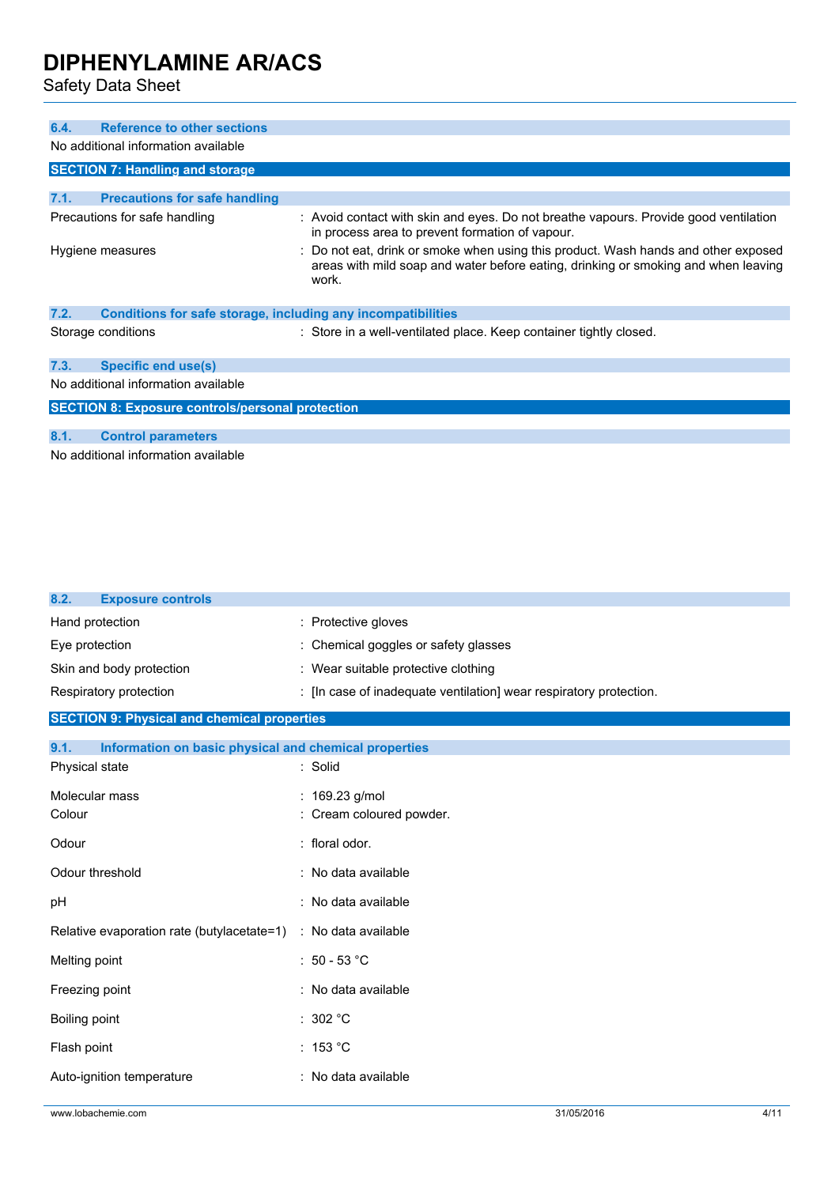### 6.4. Reference to other sections

No additional information available

## SECTION 7: Handling and storage

### 7.1. Precautions for safe handling

| | |
|---|---|
| Precautions for safe handling | : Avoid contact with skin and eyes. Do not breathe vapours. Provide good ventilation in process area to prevent formation of vapour. |
| Hygiene measures | : Do not eat, drink or smoke when using this product. Wash hands and other exposed areas with mild soap and water before eating, drinking or smoking and when leaving work. |

### 7.2. Conditions for safe storage, including any incompatibilities

| | |
|---|---|
| Storage conditions | : Store in a well-ventilated place. Keep container tightly closed. |

### 7.3. Specific end use(s)

No additional information available

## SECTION 8: Exposure controls/personal protection

### 8.1. Control parameters

No additional information available

### 8.2. Exposure controls

| | |
|---|---|
| Hand protection | : Protective gloves |
| Eye protection | : Chemical goggles or safety glasses |
| Skin and body protection | : Wear suitable protective clothing |
| Respiratory protection | : [In case of inadequate ventilation] wear respiratory protection. |

## SECTION 9: Physical and chemical properties

### 9.1. Information on basic physical and chemical properties

| | |
|---|---|
| Physical state | : Solid |
| Molecular mass | : 169.23 g/mol |
| Colour | : Cream coloured powder. |
| Odour | : floral odor. |
| Odour threshold | : No data available |
| pH | : No data available |
| Relative evaporation rate (butylacetate=1) | : No data available |
| Melting point | : 50 - 53 °C |
| Freezing point | : No data available |
| Boiling point | : 302 °C |
| Flash point | : 153 °C |
| Auto-ignition temperature | : No data available |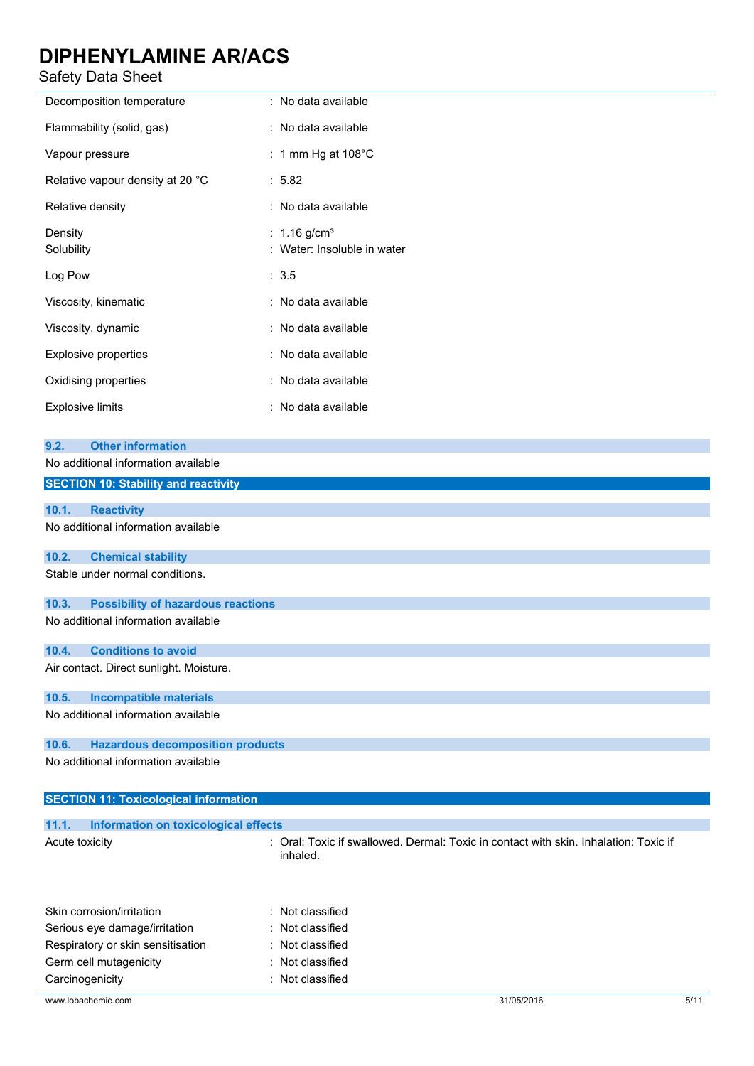| | |
|---|---|
| Decomposition temperature | : No data available |
| Flammability (solid, gas) | : No data available |
| Vapour pressure | : 1 mm Hg at 108°C |
| Relative vapour density at 20 °C | : 5.82 |
| Relative density | : No data available |
| Density | : 1.16 g/cm³ |
| Solubility | : Water: Insoluble in water |
| Log Pow | : 3.5 |
| Viscosity, kinematic | : No data available |
| Viscosity, dynamic | : No data available |
| Explosive properties | : No data available |
| Oxidising properties | : No data available |
| Explosive limits | : No data available |

### 9.2. Other information

No additional information available

## SECTION 10: Stability and reactivity

### 10.1. Reactivity

No additional information available

### 10.2. Chemical stability

Stable under normal conditions.

### 10.3. Possibility of hazardous reactions

No additional information available

### 10.4. Conditions to avoid

Air contact. Direct sunlight. Moisture.

### 10.5. Incompatible materials

No additional information available

### 10.6. Hazardous decomposition products

No additional information available

## SECTION 11: Toxicological information

### 11.1. Information on toxicological effects

| | |
|---|---|
| Acute toxicity | : Oral: Toxic if swallowed. Dermal: Toxic in contact with skin. Inhalation: Toxic if inhaled. |
| Skin corrosion/irritation | : Not classified |
| Serious eye damage/irritation | : Not classified |
| Respiratory or skin sensitisation | : Not classified |
| Germ cell mutagenicity | : Not classified |
| Carcinogenicity | : Not classified |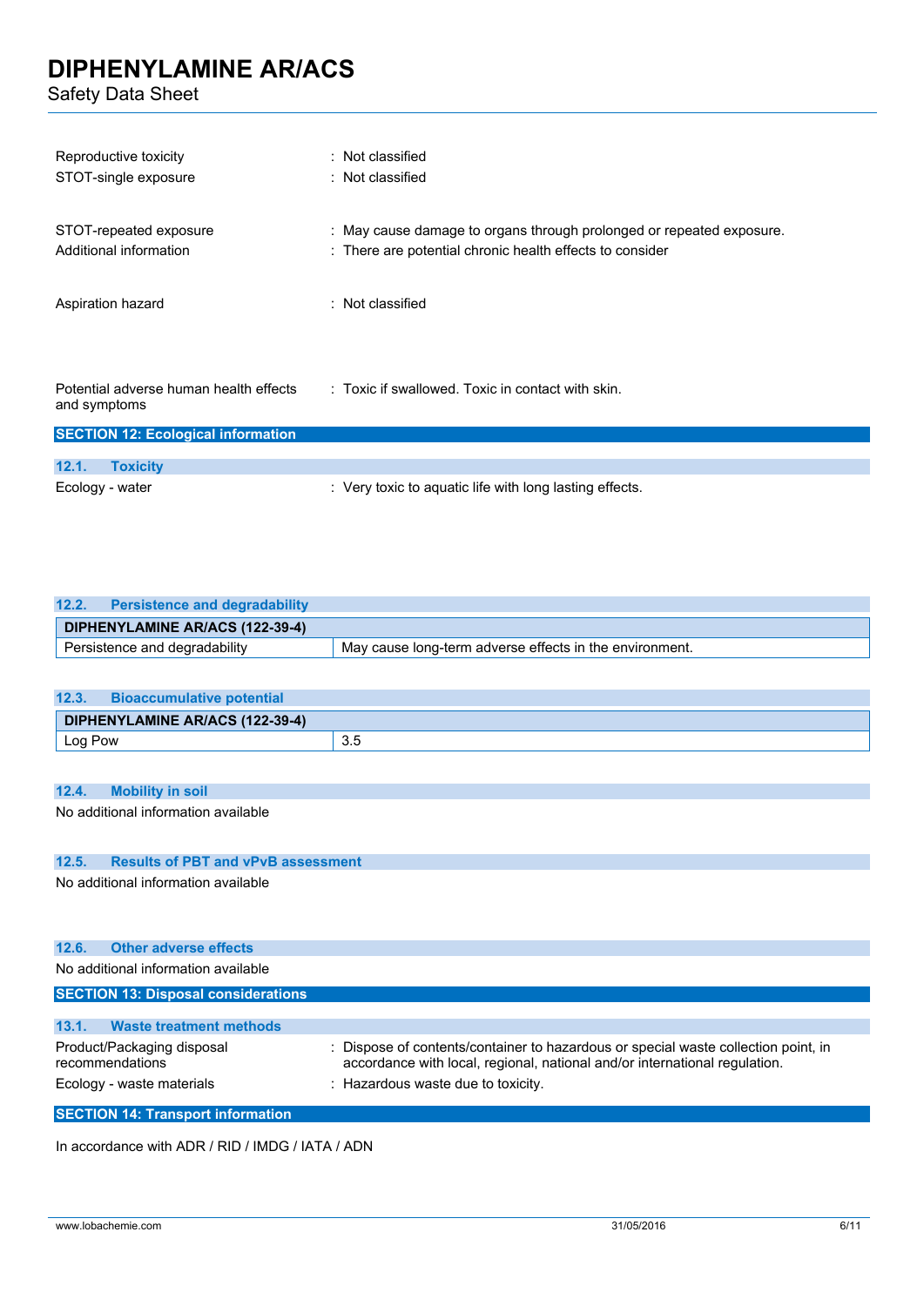Reproductive toxicity : Not classified

STOT-single exposure : Not classified

STOT-repeated exposure : May cause damage to organs through prolonged or repeated exposure.

Additional information : There are potential chronic health effects to consider

Aspiration hazard : Not classified

Potential adverse human health effects and symptoms : Toxic if swallowed. Toxic in contact with skin.

## SECTION 12: Ecological information

### 12.1. Toxicity

Ecology - water : Very toxic to aquatic life with long lasting effects.

### 12.2. Persistence and degradability

| DIPHENYLAMINE AR/ACS (122-39-4) | |
|---|---|
| Persistence and degradability | May cause long-term adverse effects in the environment. |

### 12.3. Bioaccumulative potential

| DIPHENYLAMINE AR/ACS (122-39-4) | |
|---|---|
| Log Pow | 3.5 |

### 12.4. Mobility in soil

No additional information available

### 12.5. Results of PBT and vPvB assessment

No additional information available

### 12.6. Other adverse effects

No additional information available

## SECTION 13: Disposal considerations

### 13.1. Waste treatment methods

Product/Packaging disposal recommendations : Dispose of contents/container to hazardous or special waste collection point, in accordance with local, regional, national and/or international regulation.

Ecology - waste materials : Hazardous waste due to toxicity.

## SECTION 14: Transport information

In accordance with ADR / RID / IMDG / IATA / ADN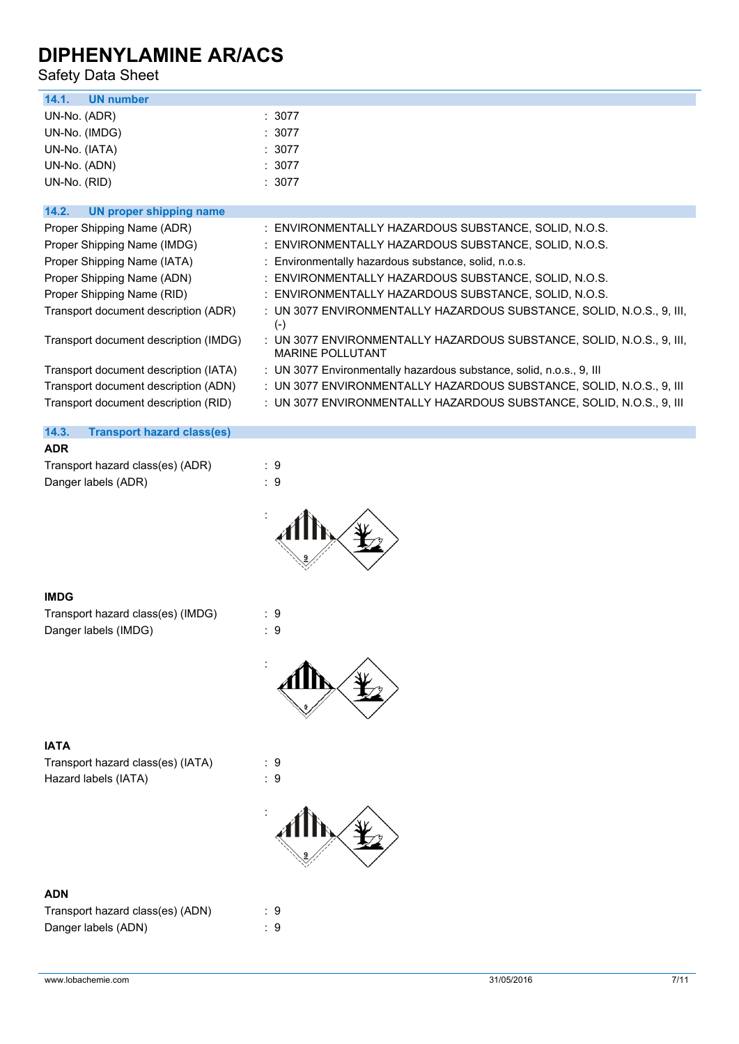### 14.1. UN number

| | |
|---|---|
| UN-No. (ADR) | : 3077 |
| UN-No. (IMDG) | : 3077 |
| UN-No. (IATA) | : 3077 |
| UN-No. (ADN) | : 3077 |
| UN-No. (RID) | : 3077 |

### 14.2. UN proper shipping name

| | |
|---|---|
| Proper Shipping Name (ADR) | : ENVIRONMENTALLY HAZARDOUS SUBSTANCE, SOLID, N.O.S. |
| Proper Shipping Name (IMDG) | : ENVIRONMENTALLY HAZARDOUS SUBSTANCE, SOLID, N.O.S. |
| Proper Shipping Name (IATA) | : Environmentally hazardous substance, solid, n.o.s. |
| Proper Shipping Name (ADN) | : ENVIRONMENTALLY HAZARDOUS SUBSTANCE, SOLID, N.O.S. |
| Proper Shipping Name (RID) | : ENVIRONMENTALLY HAZARDOUS SUBSTANCE, SOLID, N.O.S. |
| Transport document description (ADR) | : UN 3077 ENVIRONMENTALLY HAZARDOUS SUBSTANCE, SOLID, N.O.S., 9, III, (-) |
| Transport document description (IMDG) | : UN 3077 ENVIRONMENTALLY HAZARDOUS SUBSTANCE, SOLID, N.O.S., 9, III, MARINE POLLUTANT |
| Transport document description (IATA) | : UN 3077 Environmentally hazardous substance, solid, n.o.s., 9, III |
| Transport document description (ADN) | : UN 3077 ENVIRONMENTALLY HAZARDOUS SUBSTANCE, SOLID, N.O.S., 9, III |
| Transport document description (RID) | : UN 3077 ENVIRONMENTALLY HAZARDOUS SUBSTANCE, SOLID, N.O.S., 9, III |

### 14.3. Transport hazard class(es)

**ADR**

| | |
|---|---|
| Transport hazard class(es) (ADR) | : 9 |
| Danger labels (ADR) | : 9 |
| | : |

**IMDG**

| | |
|---|---|
| Transport hazard class(es) (IMDG) | : 9 |
| Danger labels (IMDG) | : 9 |
| | : |

**IATA**

| | |
|---|---|
| Transport hazard class(es) (IATA) | : 9 |
| Hazard labels (IATA) | : 9 |
| | : |

**ADN**

| | |
|---|---|
| Transport hazard class(es) (ADN) | : 9 |
| Danger labels (ADN) | : 9 |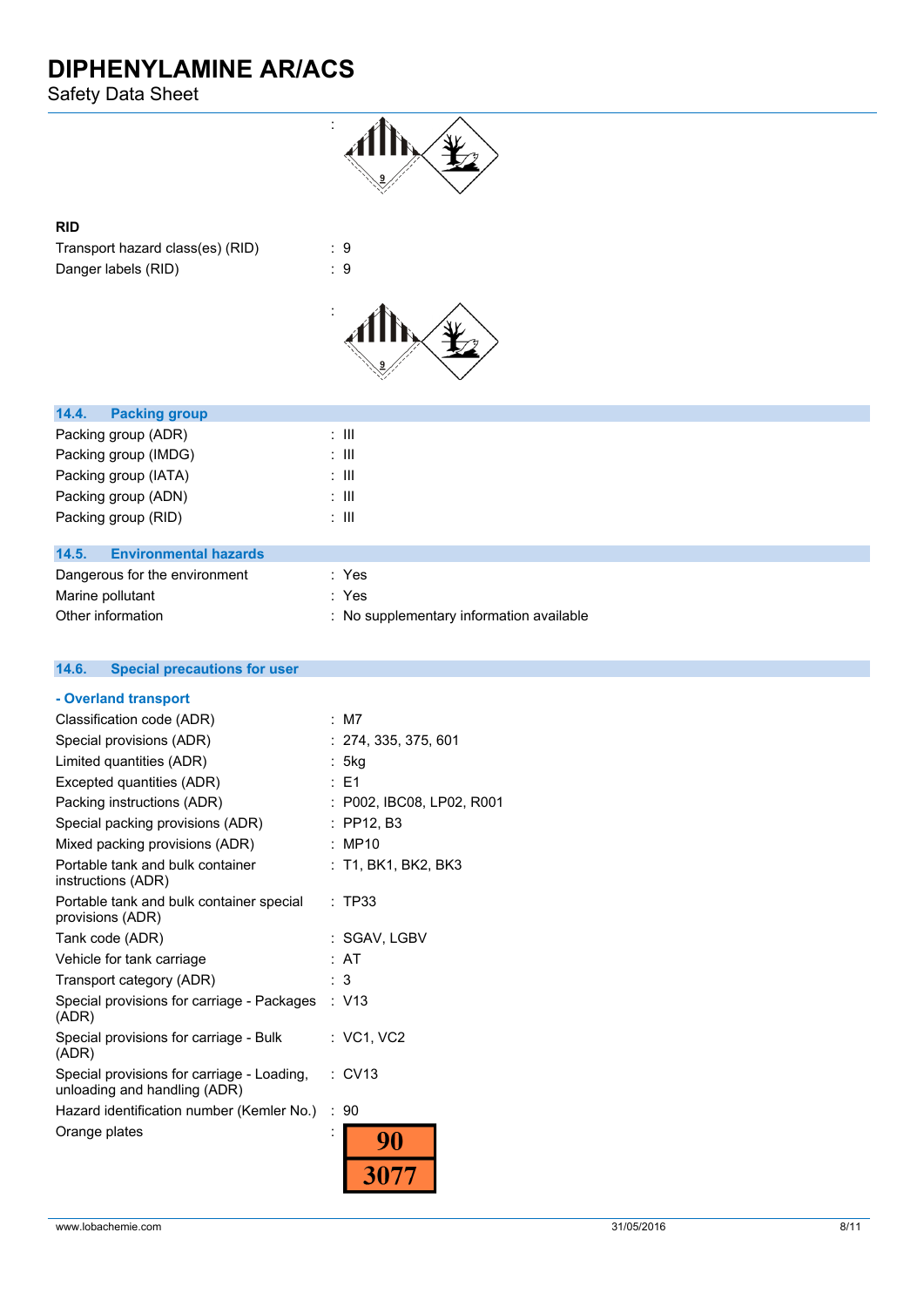:

**RID**

| | |
|---|---|
| Transport hazard class(es) (RID) | : 9 |
| Danger labels (RID) | : 9 |

:

### 14.4. Packing group

| | |
|---|---|
| Packing group (ADR) | : III |
| Packing group (IMDG) | : III |
| Packing group (IATA) | : III |
| Packing group (ADN) | : III |
| Packing group (RID) | : III |

### 14.5. Environmental hazards

| | |
|---|---|
| Dangerous for the environment | : Yes |
| Marine pollutant | : Yes |
| Other information | : No supplementary information available |

### 14.6. Special precautions for user

**- Overland transport**

| | |
|---|---|
| Classification code (ADR) | : M7 |
| Special provisions (ADR) | : 274, 335, 375, 601 |
| Limited quantities (ADR) | : 5kg |
| Excepted quantities (ADR) | : E1 |
| Packing instructions (ADR) | : P002, IBC08, LP02, R001 |
| Special packing provisions (ADR) | : PP12, B3 |
| Mixed packing provisions (ADR) | : MP10 |
| Portable tank and bulk container instructions (ADR) | : T1, BK1, BK2, BK3 |
| Portable tank and bulk container special provisions (ADR) | : TP33 |
| Tank code (ADR) | : SGAV, LGBV |
| Vehicle for tank carriage | : AT |
| Transport category (ADR) | : 3 |
| Special provisions for carriage - Packages (ADR) | : V13 |
| Special provisions for carriage - Bulk (ADR) | : VC1, VC2 |
| Special provisions for carriage - Loading, unloading and handling (ADR) | : CV13 |
| Hazard identification number (Kemler No.) | : 90 |
| Orange plates | : 90 / 3077 |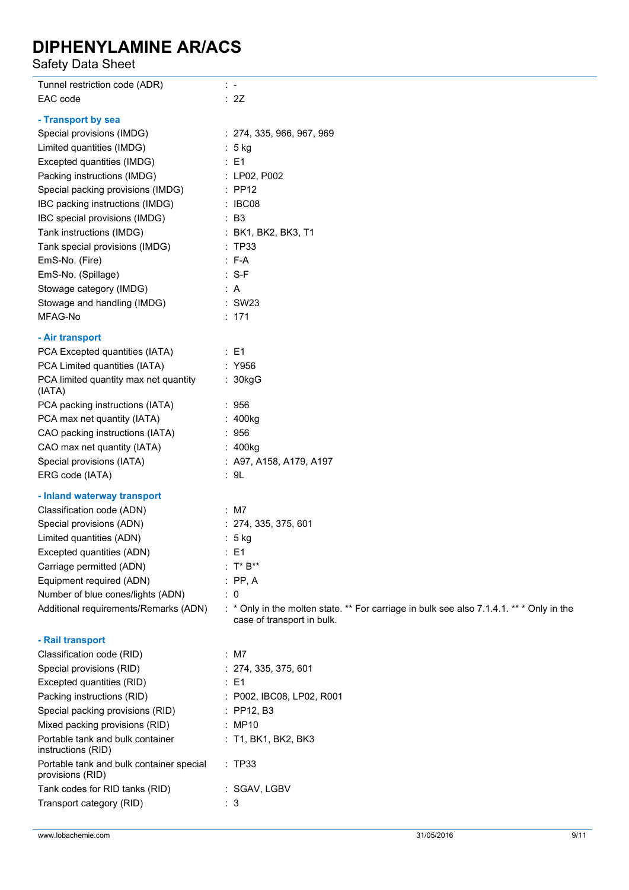| | |
|---|---|
| Tunnel restriction code (ADR) | : - |
| EAC code | : 2Z |

**- Transport by sea**

| | |
|---|---|
| Special provisions (IMDG) | : 274, 335, 966, 967, 969 |
| Limited quantities (IMDG) | : 5 kg |
| Excepted quantities (IMDG) | : E1 |
| Packing instructions (IMDG) | : LP02, P002 |
| Special packing provisions (IMDG) | : PP12 |
| IBC packing instructions (IMDG) | : IBC08 |
| IBC special provisions (IMDG) | : B3 |
| Tank instructions (IMDG) | : BK1, BK2, BK3, T1 |
| Tank special provisions (IMDG) | : TP33 |
| EmS-No. (Fire) | : F-A |
| EmS-No. (Spillage) | : S-F |
| Stowage category (IMDG) | : A |
| Stowage and handling (IMDG) | : SW23 |
| MFAG-No | : 171 |

**- Air transport**

| | |
|---|---|
| PCA Excepted quantities (IATA) | : E1 |
| PCA Limited quantities (IATA) | : Y956 |
| PCA limited quantity max net quantity (IATA) | : 30kgG |
| PCA packing instructions (IATA) | : 956 |
| PCA max net quantity (IATA) | : 400kg |
| CAO packing instructions (IATA) | : 956 |
| CAO max net quantity (IATA) | : 400kg |
| Special provisions (IATA) | : A97, A158, A179, A197 |
| ERG code (IATA) | : 9L |

**- Inland waterway transport**

| | |
|---|---|
| Classification code (ADN) | : M7 |
| Special provisions (ADN) | : 274, 335, 375, 601 |
| Limited quantities (ADN) | : 5 kg |
| Excepted quantities (ADN) | : E1 |
| Carriage permitted (ADN) | : T* B** |
| Equipment required (ADN) | : PP, A |
| Number of blue cones/lights (ADN) | : 0 |
| Additional requirements/Remarks (ADN) | : * Only in the molten state. ** For carriage in bulk see also 7.1.4.1. ** * Only in the case of transport in bulk. |

**- Rail transport**

| | |
|---|---|
| Classification code (RID) | : M7 |
| Special provisions (RID) | : 274, 335, 375, 601 |
| Excepted quantities (RID) | : E1 |
| Packing instructions (RID) | : P002, IBC08, LP02, R001 |
| Special packing provisions (RID) | : PP12, B3 |
| Mixed packing provisions (RID) | : MP10 |
| Portable tank and bulk container instructions (RID) | : T1, BK1, BK2, BK3 |
| Portable tank and bulk container special provisions (RID) | : TP33 |
| Tank codes for RID tanks (RID) | : SGAV, LGBV |
| Transport category (RID) | : 3 |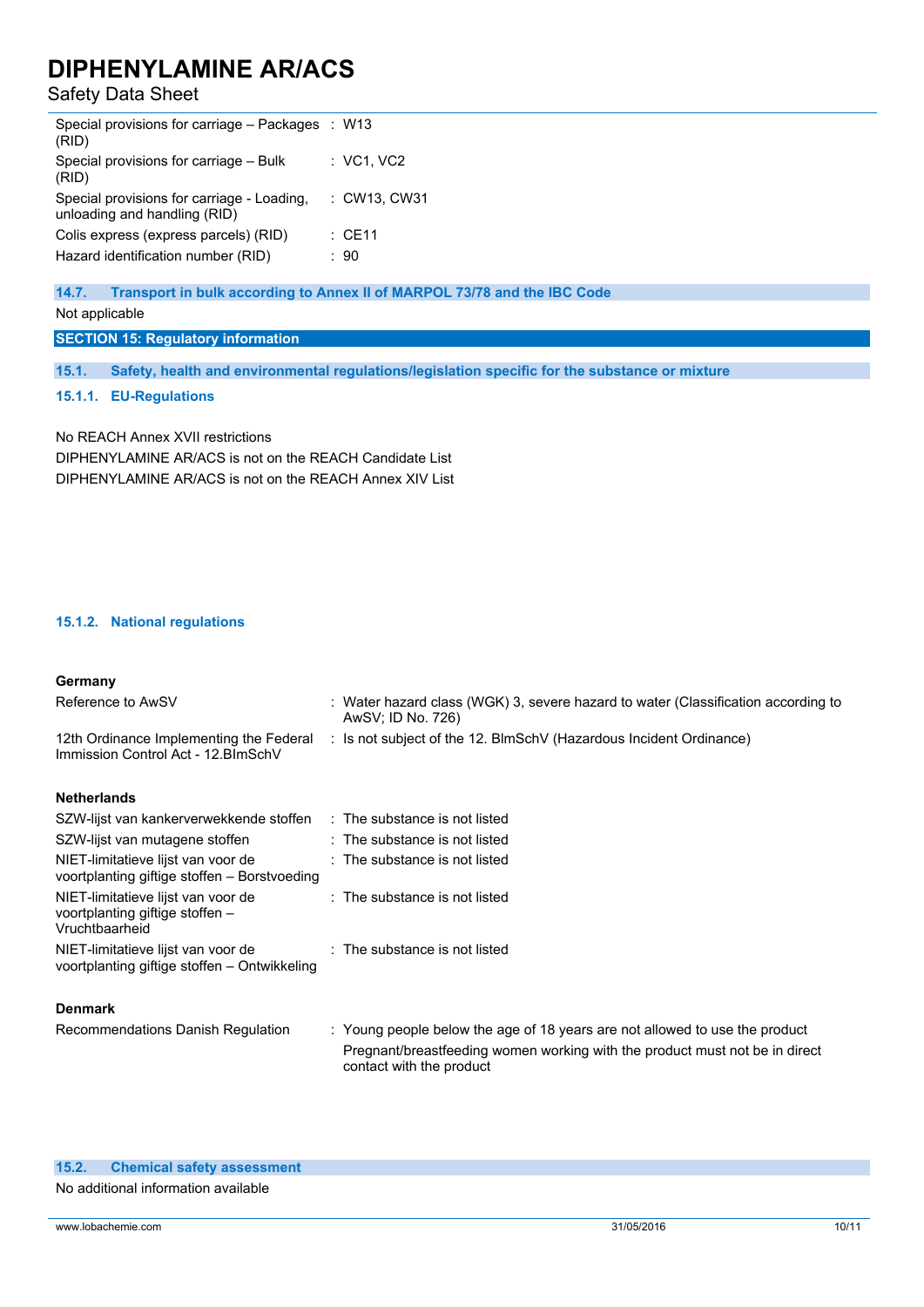| | |
|---|---|
| Special provisions for carriage – Packages (RID) | : W13 |
| Special provisions for carriage – Bulk (RID) | : VC1, VC2 |
| Special provisions for carriage - Loading, unloading and handling (RID) | : CW13, CW31 |
| Colis express (express parcels) (RID) | : CE11 |
| Hazard identification number (RID) | : 90 |

### 14.7. Transport in bulk according to Annex II of MARPOL 73/78 and the IBC Code

Not applicable

## SECTION 15: Regulatory information

### 15.1. Safety, health and environmental regulations/legislation specific for the substance or mixture

#### 15.1.1. EU-Regulations

No REACH Annex XVII restrictions

DIPHENYLAMINE AR/ACS is not on the REACH Candidate List

DIPHENYLAMINE AR/ACS is not on the REACH Annex XIV List

#### 15.1.2. National regulations

**Germany**

| | |
|---|---|
| Reference to AwSV | : Water hazard class (WGK) 3, severe hazard to water (Classification according to AwSV; ID No. 726) |
| 12th Ordinance Implementing the Federal Immission Control Act - 12.BImSchV | : Is not subject of the 12. BlmSchV (Hazardous Incident Ordinance) |

**Netherlands**

| | |
|---|---|
| SZW-lijst van kankerverwekkende stoffen | : The substance is not listed |
| SZW-lijst van mutagene stoffen | : The substance is not listed |
| NIET-limitatieve lijst van voor de voortplanting giftige stoffen – Borstvoeding | : The substance is not listed |
| NIET-limitatieve lijst van voor de voortplanting giftige stoffen – Vruchtbaarheid | : The substance is not listed |
| NIET-limitatieve lijst van voor de voortplanting giftige stoffen – Ontwikkeling | : The substance is not listed |

**Denmark**

| | |
|---|---|
| Recommendations Danish Regulation | : Young people below the age of 18 years are not allowed to use the product<br>Pregnant/breastfeeding women working with the product must not be in direct contact with the product |

### 15.2. Chemical safety assessment

No additional information available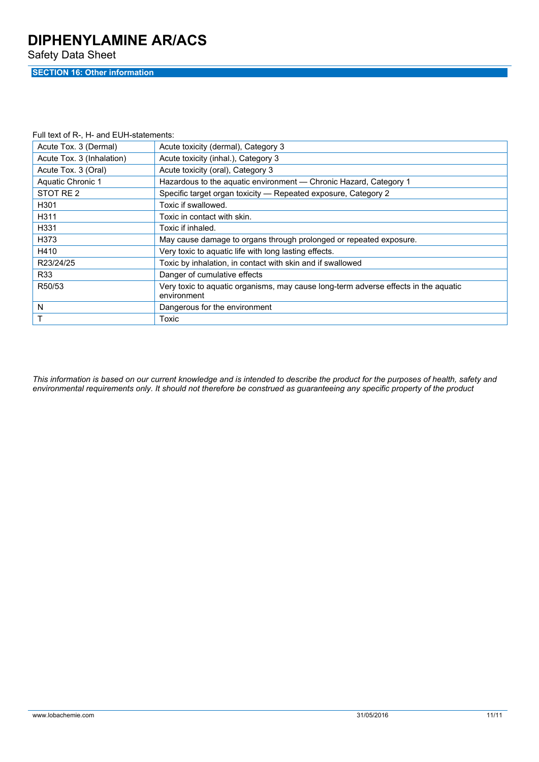## SECTION 16: Other information

Full text of R-, H- and EUH-statements:

| | |
|---|---|
| Acute Tox. 3 (Dermal) | Acute toxicity (dermal), Category 3 |
| Acute Tox. 3 (Inhalation) | Acute toxicity (inhal.), Category 3 |
| Acute Tox. 3 (Oral) | Acute toxicity (oral), Category 3 |
| Aquatic Chronic 1 | Hazardous to the aquatic environment — Chronic Hazard, Category 1 |
| STOT RE 2 | Specific target organ toxicity — Repeated exposure, Category 2 |
| H301 | Toxic if swallowed. |
| H311 | Toxic in contact with skin. |
| H331 | Toxic if inhaled. |
| H373 | May cause damage to organs through prolonged or repeated exposure. |
| H410 | Very toxic to aquatic life with long lasting effects. |
| R23/24/25 | Toxic by inhalation, in contact with skin and if swallowed |
| R33 | Danger of cumulative effects |
| R50/53 | Very toxic to aquatic organisms, may cause long-term adverse effects in the aquatic environment |
| N | Dangerous for the environment |
| T | Toxic |

*This information is based on our current knowledge and is intended to describe the product for the purposes of health, safety and environmental requirements only. It should not therefore be construed as guaranteeing any specific property of the product*